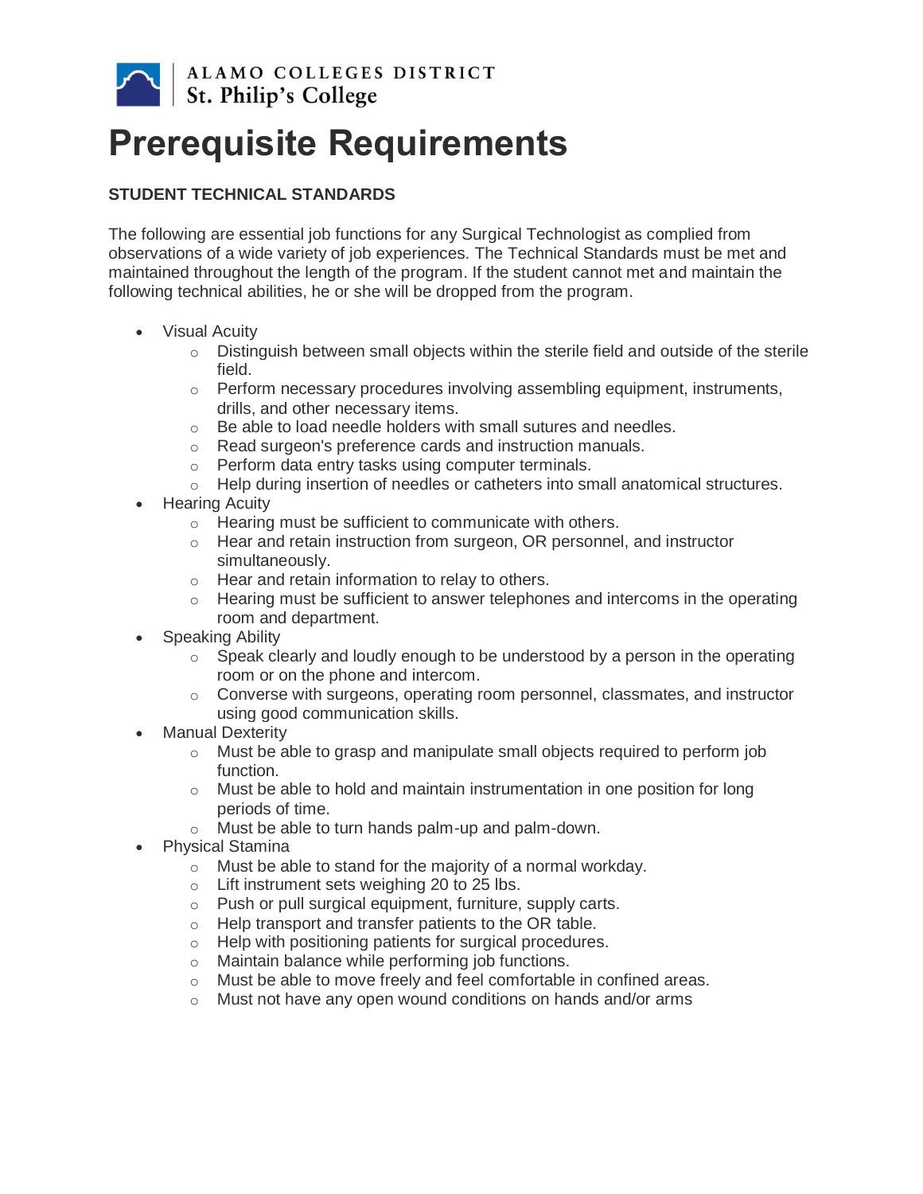ALAMO COLLEGES DISTRICT
St. Philip's College

# Prerequisite Requirements

**STUDENT TECHNICAL STANDARDS**

The following are essential job functions for any Surgical Technologist as complied from observations of a wide variety of job experiences. The Technical Standards must be met and maintained throughout the length of the program. If the student cannot met and maintain the following technical abilities, he or she will be dropped from the program.

- Visual Acuity
  - Distinguish between small objects within the sterile field and outside of the sterile field.
  - Perform necessary procedures involving assembling equipment, instruments, drills, and other necessary items.
  - Be able to load needle holders with small sutures and needles.
  - Read surgeon's preference cards and instruction manuals.
  - Perform data entry tasks using computer terminals.
  - Help during insertion of needles or catheters into small anatomical structures.
- Hearing Acuity
  - Hearing must be sufficient to communicate with others.
  - Hear and retain instruction from surgeon, OR personnel, and instructor simultaneously.
  - Hear and retain information to relay to others.
  - Hearing must be sufficient to answer telephones and intercoms in the operating room and department.
- Speaking Ability
  - Speak clearly and loudly enough to be understood by a person in the operating room or on the phone and intercom.
  - Converse with surgeons, operating room personnel, classmates, and instructor using good communication skills.
- Manual Dexterity
  - Must be able to grasp and manipulate small objects required to perform job function.
  - Must be able to hold and maintain instrumentation in one position for long periods of time.
  - Must be able to turn hands palm-up and palm-down.
- Physical Stamina
  - Must be able to stand for the majority of a normal workday.
  - Lift instrument sets weighing 20 to 25 lbs.
  - Push or pull surgical equipment, furniture, supply carts.
  - Help transport and transfer patients to the OR table.
  - Help with positioning patients for surgical procedures.
  - Maintain balance while performing job functions.
  - Must be able to move freely and feel comfortable in confined areas.
  - Must not have any open wound conditions on hands and/or arms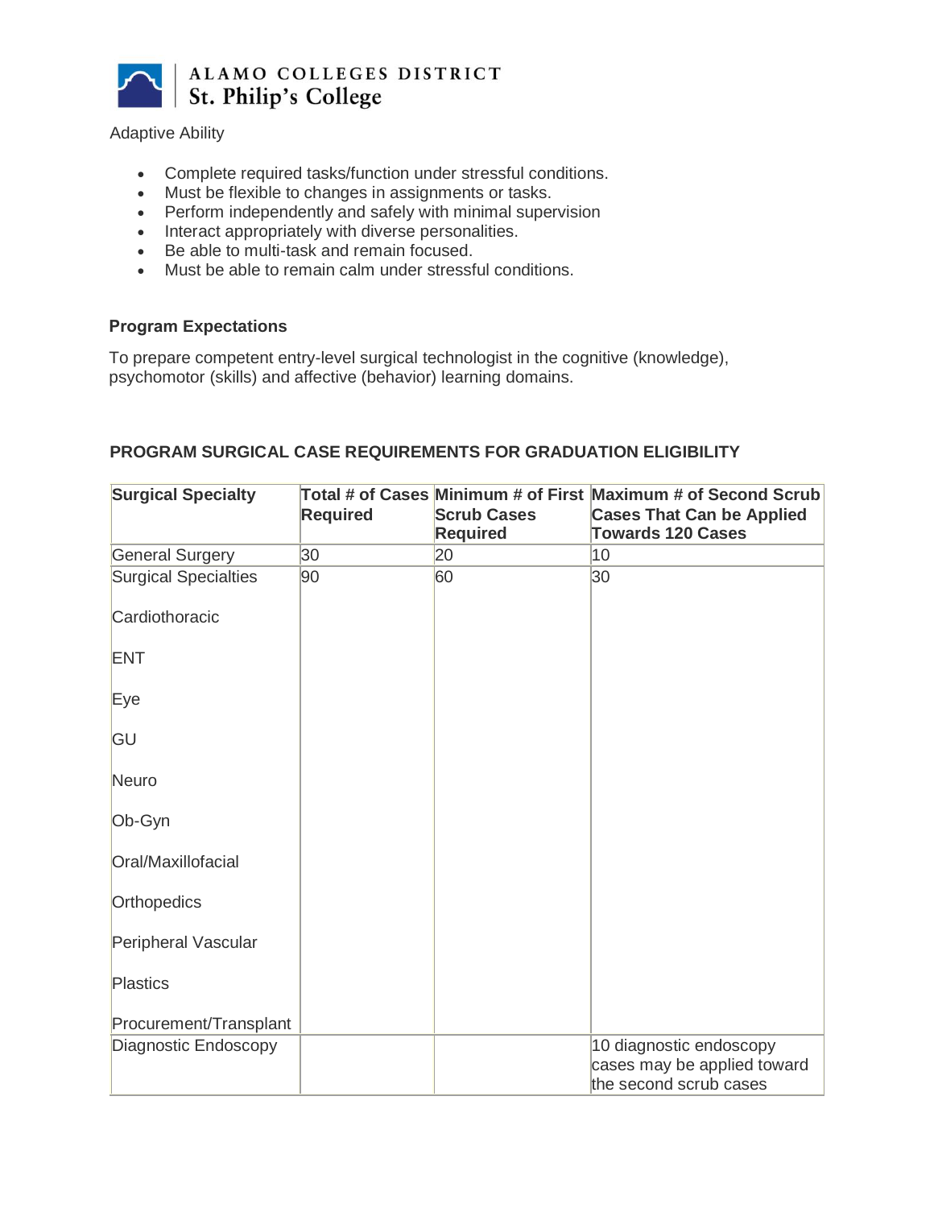Adaptive Ability

- Complete required tasks/function under stressful conditions.
- Must be flexible to changes in assignments or tasks.
- Perform independently and safely with minimal supervision
- Interact appropriately with diverse personalities.
- Be able to multi-task and remain focused.
- Must be able to remain calm under stressful conditions.

**Program Expectations**

To prepare competent entry-level surgical technologist in the cognitive (knowledge), psychomotor (skills) and affective (behavior) learning domains.

**PROGRAM SURGICAL CASE REQUIREMENTS FOR GRADUATION ELIGIBILITY**

| Surgical Specialty | Total # of Cases Required | Minimum # of First Scrub Cases Required | Maximum # of Second Scrub Cases That Can be Applied Towards 120 Cases |
|---|---|---|---|
| General Surgery | 30 | 20 | 10 |
| Surgical Specialties<br>Cardiothoracic<br>ENT<br>Eye<br>GU<br>Neuro<br>Ob-Gyn<br>Oral/Maxillofacial<br>Orthopedics<br>Peripheral Vascular<br>Plastics<br>Procurement/Transplant | 90 | 60 | 30 |
| Diagnostic Endoscopy | | | 10 diagnostic endoscopy cases may be applied toward the second scrub cases |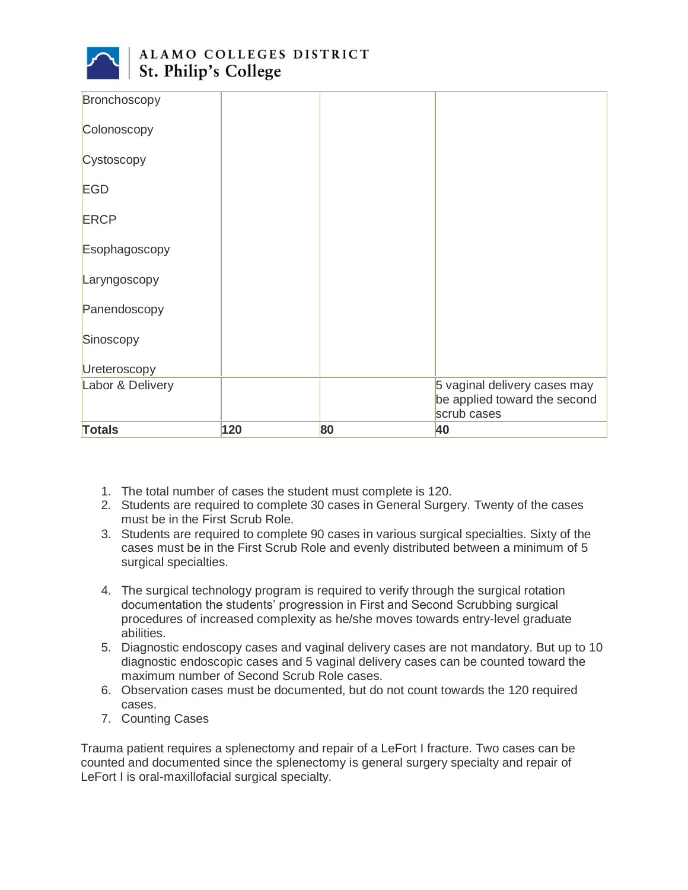| | | | |
|---|---|---|---|
| Bronchoscopy<br><br>Colonoscopy<br><br>Cystoscopy<br><br>EGD<br><br>ERCP<br><br>Esophagoscopy<br><br>Laryngoscopy<br><br>Panendoscopy<br><br>Sinoscopy<br><br>Ureteroscopy | | | |
| Labor & Delivery | | | 5 vaginal delivery cases may be applied toward the second scrub cases |
| **Totals** | **120** | **80** | **40** |

1. The total number of cases the student must complete is 120.
2. Students are required to complete 30 cases in General Surgery. Twenty of the cases must be in the First Scrub Role.
3. Students are required to complete 90 cases in various surgical specialties. Sixty of the cases must be in the First Scrub Role and evenly distributed between a minimum of 5 surgical specialties.
4. The surgical technology program is required to verify through the surgical rotation documentation the students' progression in First and Second Scrubbing surgical procedures of increased complexity as he/she moves towards entry-level graduate abilities.
5. Diagnostic endoscopy cases and vaginal delivery cases are not mandatory. But up to 10 diagnostic endoscopic cases and 5 vaginal delivery cases can be counted toward the maximum number of Second Scrub Role cases.
6. Observation cases must be documented, but do not count towards the 120 required cases.
7. Counting Cases

Trauma patient requires a splenectomy and repair of a LeFort I fracture. Two cases can be counted and documented since the splenectomy is general surgery specialty and repair of LeFort I is oral-maxillofacial surgical specialty.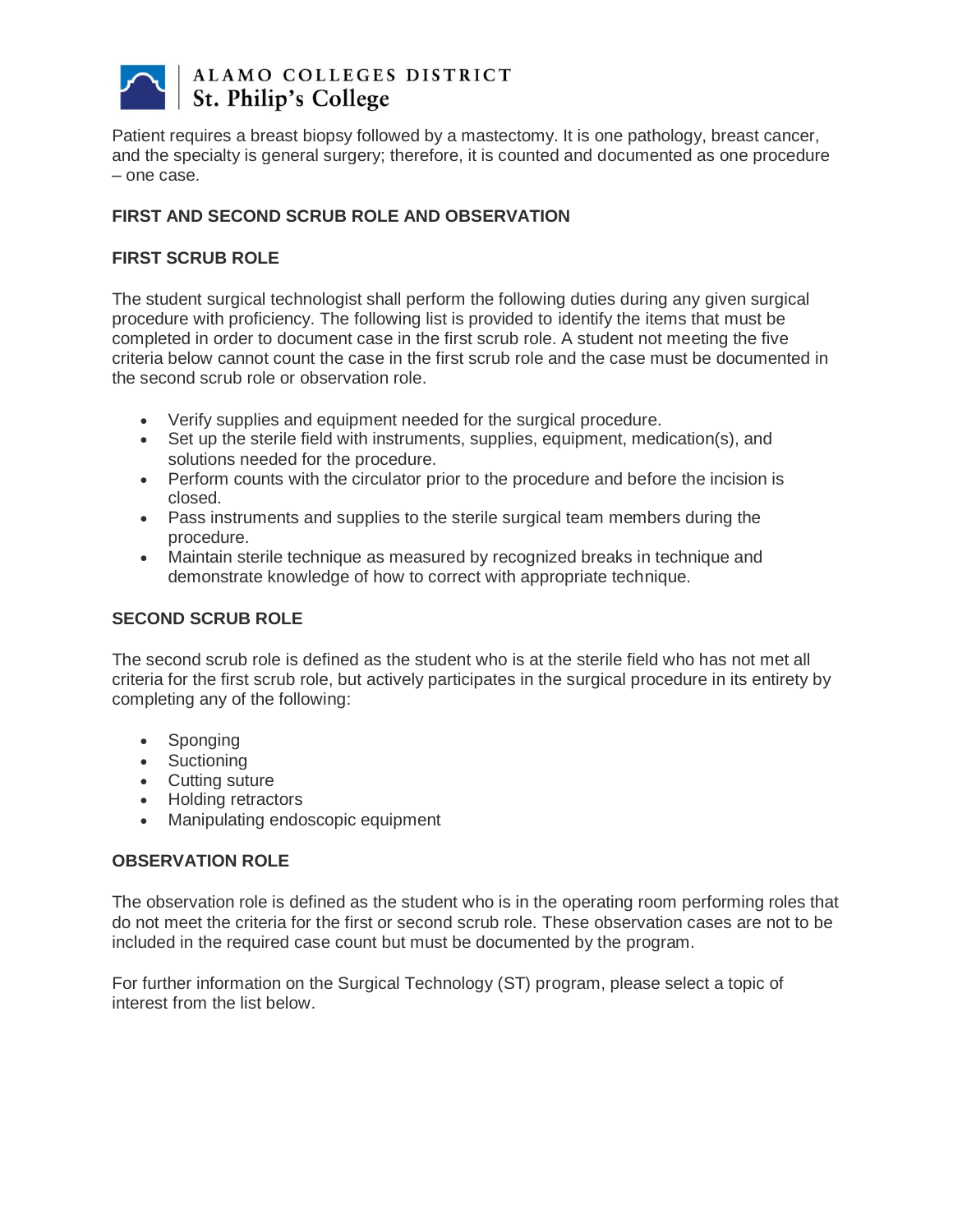Patient requires a breast biopsy followed by a mastectomy. It is one pathology, breast cancer, and the specialty is general surgery; therefore, it is counted and documented as one procedure – one case.

## FIRST AND SECOND SCRUB ROLE AND OBSERVATION

### FIRST SCRUB ROLE

The student surgical technologist shall perform the following duties during any given surgical procedure with proficiency. The following list is provided to identify the items that must be completed in order to document case in the first scrub role. A student not meeting the five criteria below cannot count the case in the first scrub role and the case must be documented in the second scrub role or observation role.

- Verify supplies and equipment needed for the surgical procedure.
- Set up the sterile field with instruments, supplies, equipment, medication(s), and solutions needed for the procedure.
- Perform counts with the circulator prior to the procedure and before the incision is closed.
- Pass instruments and supplies to the sterile surgical team members during the procedure.
- Maintain sterile technique as measured by recognized breaks in technique and demonstrate knowledge of how to correct with appropriate technique.

### SECOND SCRUB ROLE

The second scrub role is defined as the student who is at the sterile field who has not met all criteria for the first scrub role, but actively participates in the surgical procedure in its entirety by completing any of the following:

- Sponging
- Suctioning
- Cutting suture
- Holding retractors
- Manipulating endoscopic equipment

### OBSERVATION ROLE

The observation role is defined as the student who is in the operating room performing roles that do not meet the criteria for the first or second scrub role. These observation cases are not to be included in the required case count but must be documented by the program.

For further information on the Surgical Technology (ST) program, please select a topic of interest from the list below.